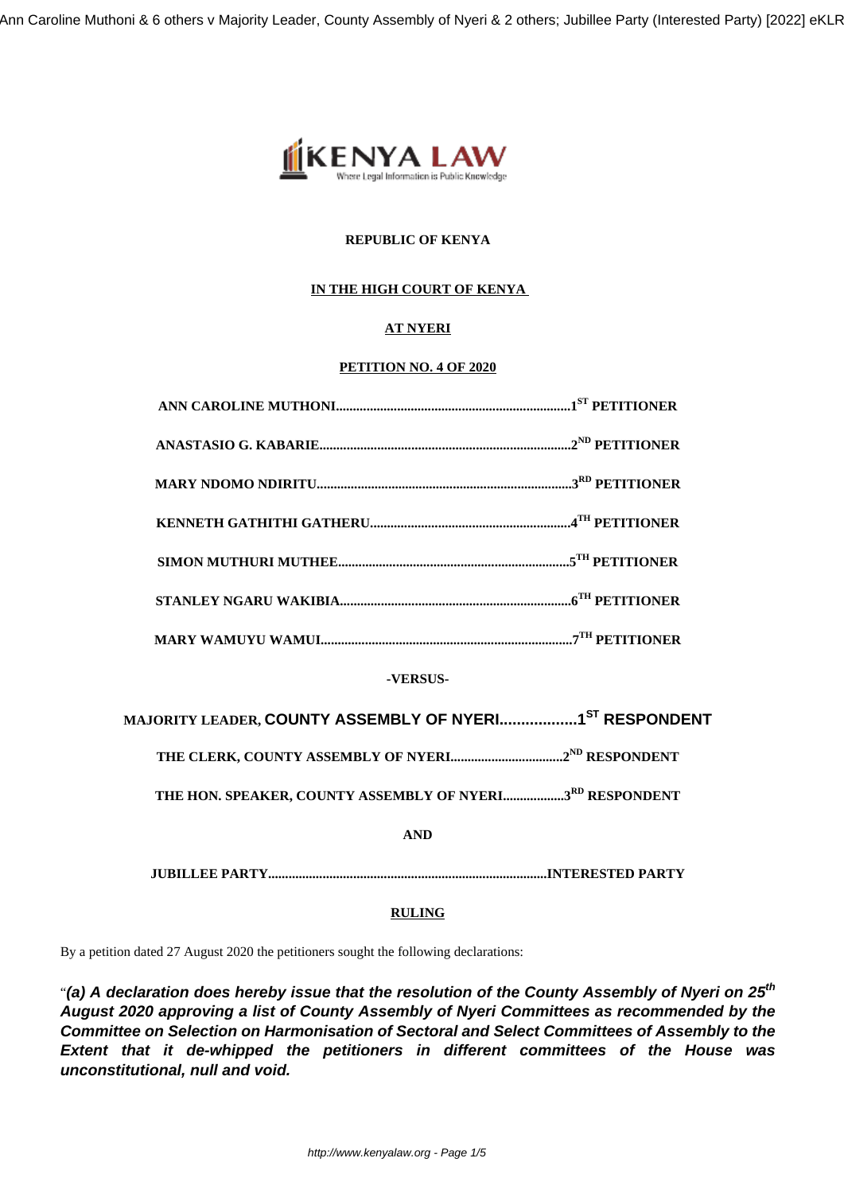**REPUBLIC OF KENYA**

**IN THE HIGH COURT OF KENYA**

**AT NYERI**

**PETITION NO. 4 OF 2020**

**ANN CAROLINE MUTHONI.....................................................................1ST PETITIONER**

**ANASTASIO G. KABARIE.........................................................................2ND PETITIONER**

**MARY NDOMO NDIRITU..........................................................................3RD PETITIONER**

**KENNETH GATHITHI GATHERU..........................................................4TH PETITIONER**

**SIMON MUTHURI MUTHEE....................................................................5TH PETITIONER**

**STANLEY NGARU WAKIBIA...................................................................6TH PETITIONER**

**MARY WAMUYU WAMUI.........................................................................7TH PETITIONER**

**-VERSUS-**

**MAJORITY LEADER, COUNTY ASSEMBLY OF NYERI..................1ST RESPONDENT**

**THE CLERK, COUNTY ASSEMBLY OF NYERI.................................2ND RESPONDENT**

**THE HON. SPEAKER, COUNTY ASSEMBLY OF NYERI.................3RD RESPONDENT**

**AND**

**JUBILLEE PARTY.................................................................................INTERESTED PARTY**

**RULING**

By a petition dated 27 August 2020 the petitioners sought the following declarations:

"***(a) A declaration does hereby issue that the resolution of the County Assembly of Nyeri on 25th August 2020 approving a list of County Assembly of Nyeri Committees as recommended by the Committee on Selection on Harmonisation of Sectoral and Select Committees of Assembly to the Extent that it de-whipped the petitioners in different committees of the House was unconstitutional, null and void.***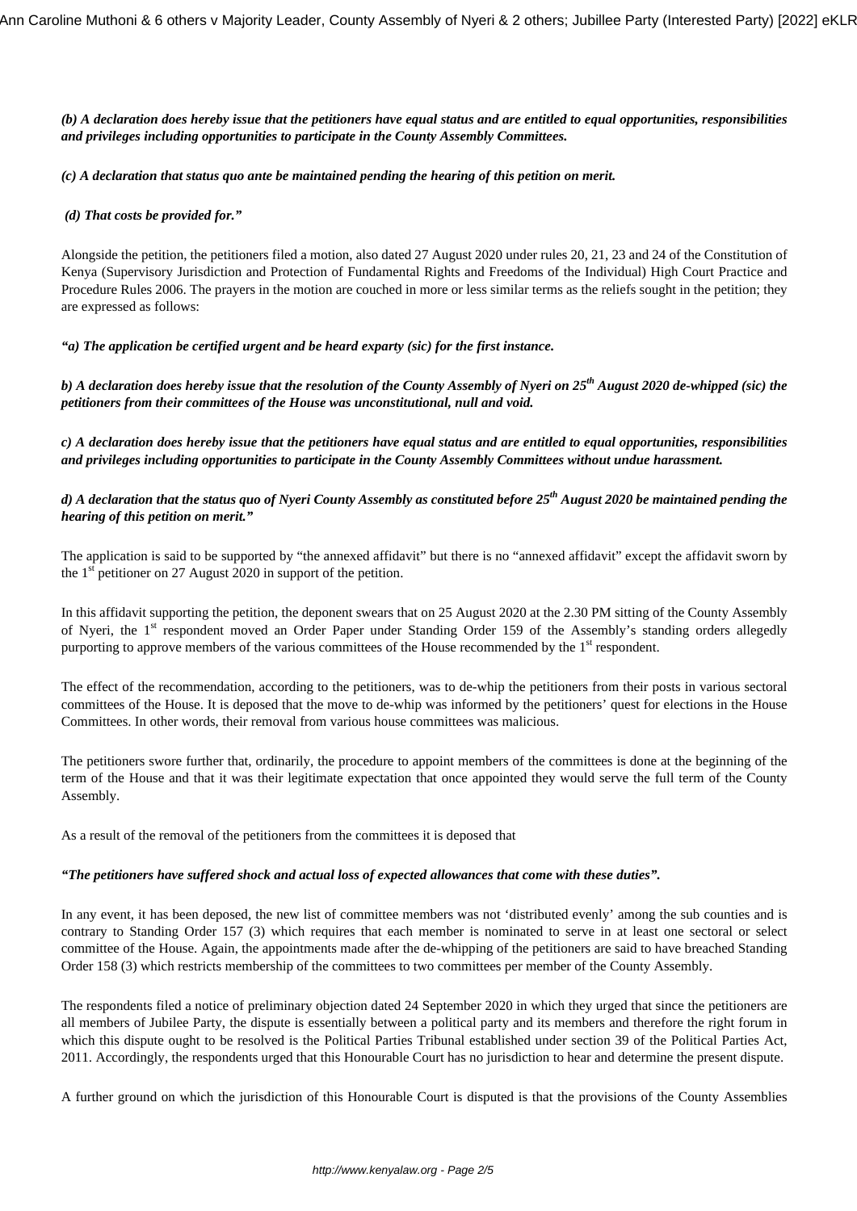***(b) A declaration does hereby issue that the petitioners have equal status and are entitled to equal opportunities, responsibilities and privileges including opportunities to participate in the County Assembly Committees.***

***(c) A declaration that status quo ante be maintained pending the hearing of this petition on merit.***

***(d) That costs be provided for."***

Alongside the petition, the petitioners filed a motion, also dated 27 August 2020 under rules 20, 21, 23 and 24 of the Constitution of Kenya (Supervisory Jurisdiction and Protection of Fundamental Rights and Freedoms of the Individual) High Court Practice and Procedure Rules 2006. The prayers in the motion are couched in more or less similar terms as the reliefs sought in the petition; they are expressed as follows:

***"a) The application be certified urgent and be heard exparty (sic) for the first instance.***

***b) A declaration does hereby issue that the resolution of the County Assembly of Nyeri on 25th August 2020 de-whipped (sic) the petitioners from their committees of the House was unconstitutional, null and void.***

***c) A declaration does hereby issue that the petitioners have equal status and are entitled to equal opportunities, responsibilities and privileges including opportunities to participate in the County Assembly Committees without undue harassment.***

***d) A declaration that the status quo of Nyeri County Assembly as constituted before 25th August 2020 be maintained pending the hearing of this petition on merit."***

The application is said to be supported by "the annexed affidavit" but there is no "annexed affidavit" except the affidavit sworn by the 1st petitioner on 27 August 2020 in support of the petition.

In this affidavit supporting the petition, the deponent swears that on 25 August 2020 at the 2.30 PM sitting of the County Assembly of Nyeri, the 1st respondent moved an Order Paper under Standing Order 159 of the Assembly's standing orders allegedly purporting to approve members of the various committees of the House recommended by the 1st respondent.

The effect of the recommendation, according to the petitioners, was to de-whip the petitioners from their posts in various sectoral committees of the House. It is deposed that the move to de-whip was informed by the petitioners' quest for elections in the House Committees. In other words, their removal from various house committees was malicious.

The petitioners swore further that, ordinarily, the procedure to appoint members of the committees is done at the beginning of the term of the House and that it was their legitimate expectation that once appointed they would serve the full term of the County Assembly.

As a result of the removal of the petitioners from the committees it is deposed that

***"The petitioners have suffered shock and actual loss of expected allowances that come with these duties".***

In any event, it has been deposed, the new list of committee members was not 'distributed evenly' among the sub counties and is contrary to Standing Order 157 (3) which requires that each member is nominated to serve in at least one sectoral or select committee of the House. Again, the appointments made after the de-whipping of the petitioners are said to have breached Standing Order 158 (3) which restricts membership of the committees to two committees per member of the County Assembly.

The respondents filed a notice of preliminary objection dated 24 September 2020 in which they urged that since the petitioners are all members of Jubilee Party, the dispute is essentially between a political party and its members and therefore the right forum in which this dispute ought to be resolved is the Political Parties Tribunal established under section 39 of the Political Parties Act, 2011. Accordingly, the respondents urged that this Honourable Court has no jurisdiction to hear and determine the present dispute.

A further ground on which the jurisdiction of this Honourable Court is disputed is that the provisions of the County Assemblies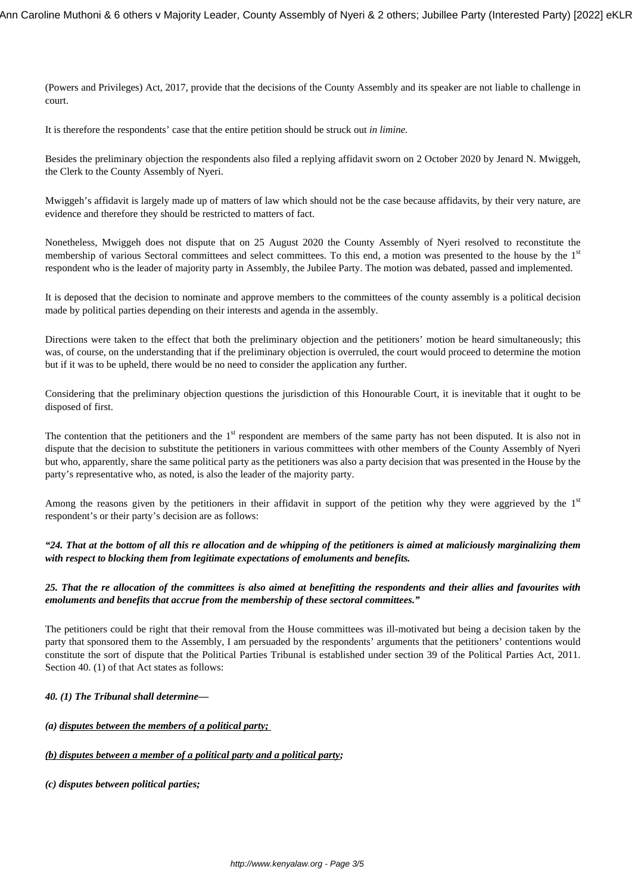(Powers and Privileges) Act, 2017, provide that the decisions of the County Assembly and its speaker are not liable to challenge in court.

It is therefore the respondents' case that the entire petition should be struck out *in limine.*

Besides the preliminary objection the respondents also filed a replying affidavit sworn on 2 October 2020 by Jenard N. Mwiggeh, the Clerk to the County Assembly of Nyeri.

Mwiggeh's affidavit is largely made up of matters of law which should not be the case because affidavits, by their very nature, are evidence and therefore they should be restricted to matters of fact.

Nonetheless, Mwiggeh does not dispute that on 25 August 2020 the County Assembly of Nyeri resolved to reconstitute the membership of various Sectoral committees and select committees. To this end, a motion was presented to the house by the 1st respondent who is the leader of majority party in Assembly, the Jubilee Party. The motion was debated, passed and implemented.

It is deposed that the decision to nominate and approve members to the committees of the county assembly is a political decision made by political parties depending on their interests and agenda in the assembly.

Directions were taken to the effect that both the preliminary objection and the petitioners' motion be heard simultaneously; this was, of course, on the understanding that if the preliminary objection is overruled, the court would proceed to determine the motion but if it was to be upheld, there would be no need to consider the application any further.

Considering that the preliminary objection questions the jurisdiction of this Honourable Court, it is inevitable that it ought to be disposed of first.

The contention that the petitioners and the 1st respondent are members of the same party has not been disputed. It is also not in dispute that the decision to substitute the petitioners in various committees with other members of the County Assembly of Nyeri but who, apparently, share the same political party as the petitioners was also a party decision that was presented in the House by the party's representative who, as noted, is also the leader of the majority party.

Among the reasons given by the petitioners in their affidavit in support of the petition why they were aggrieved by the 1st respondent's or their party's decision are as follows:

***"24. That at the bottom of all this re allocation and de whipping of the petitioners is aimed at maliciously marginalizing them with respect to blocking them from legitimate expectations of emoluments and benefits.***

***25. That the re allocation of the committees is also aimed at benefitting the respondents and their allies and favourites with emoluments and benefits that accrue from the membership of these sectoral committees."***

The petitioners could be right that their removal from the House committees was ill-motivated but being a decision taken by the party that sponsored them to the Assembly, I am persuaded by the respondents' arguments that the petitioners' contentions would constitute the sort of dispute that the Political Parties Tribunal is established under section 39 of the Political Parties Act, 2011. Section 40. (1) of that Act states as follows:

***40. (1) The Tribunal shall determine—***

***(a) <u>disputes between the members of a political party;</u>***

***(b) <u>disputes between a member of a political party and a political party</u>;***

***(c) disputes between political parties;***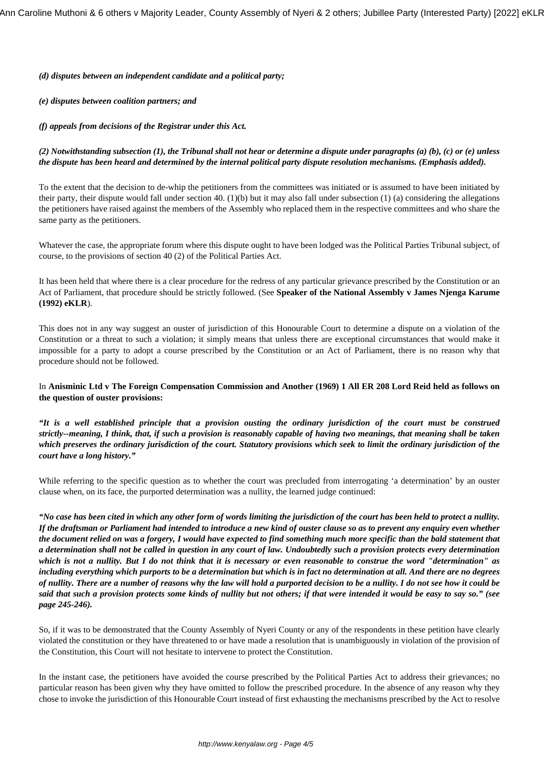***(d) disputes between an independent candidate and a political party;***

***(e) disputes between coalition partners; and***

***(f) appeals from decisions of the Registrar under this Act.***

***(2) Notwithstanding subsection (1), the Tribunal shall not hear or determine a dispute under paragraphs (a) (b), (c) or (e) unless the dispute has been heard and determined by the internal political party dispute resolution mechanisms. (Emphasis added).***

To the extent that the decision to de-whip the petitioners from the committees was initiated or is assumed to have been initiated by their party, their dispute would fall under section 40. (1)(b) but it may also fall under subsection (1) (a) considering the allegations the petitioners have raised against the members of the Assembly who replaced them in the respective committees and who share the same party as the petitioners.

Whatever the case, the appropriate forum where this dispute ought to have been lodged was the Political Parties Tribunal subject, of course, to the provisions of section 40 (2) of the Political Parties Act.

It has been held that where there is a clear procedure for the redress of any particular grievance prescribed by the Constitution or an Act of Parliament, that procedure should be strictly followed. (See **Speaker of the National Assembly v James Njenga Karume (1992) eKLR**).

This does not in any way suggest an ouster of jurisdiction of this Honourable Court to determine a dispute on a violation of the Constitution or a threat to such a violation; it simply means that unless there are exceptional circumstances that would make it impossible for a party to adopt a course prescribed by the Constitution or an Act of Parliament, there is no reason why that procedure should not be followed.

In **Anisminic Ltd v The Foreign Compensation Commission and Another (1969) 1 All ER 208 Lord Reid held as follows on the question of ouster provisions:**

***"It is a well established principle that a provision ousting the ordinary jurisdiction of the court must be construed strictly--meaning, I think, that, if such a provision is reasonably capable of having two meanings, that meaning shall be taken which preserves the ordinary jurisdiction of the court. Statutory provisions which seek to limit the ordinary jurisdiction of the court have a long history."***

While referring to the specific question as to whether the court was precluded from interrogating 'a determination' by an ouster clause when, on its face, the purported determination was a nullity, the learned judge continued:

***"No case has been cited in which any other form of words limiting the jurisdiction of the court has been held to protect a nullity. If the draftsman or Parliament had intended to introduce a new kind of ouster clause so as to prevent any enquiry even whether the document relied on was a forgery, I would have expected to find something much more specific than the bald statement that a determination shall not be called in question in any court of law. Undoubtedly such a provision protects every determination which is not a nullity. But I do not think that it is necessary or even reasonable to construe the word "determination" as including everything which purports to be a determination but which is in fact no determination at all. And there are no degrees of nullity. There are a number of reasons why the law will hold a purported decision to be a nullity. I do not see how it could be said that such a provision protects some kinds of nullity but not others; if that were intended it would be easy to say so." (see page 245-246).***

So, if it was to be demonstrated that the County Assembly of Nyeri County or any of the respondents in these petition have clearly violated the constitution or they have threatened to or have made a resolution that is unambiguously in violation of the provision of the Constitution, this Court will not hesitate to intervene to protect the Constitution.

In the instant case, the petitioners have avoided the course prescribed by the Political Parties Act to address their grievances; no particular reason has been given why they have omitted to follow the prescribed procedure. In the absence of any reason why they chose to invoke the jurisdiction of this Honourable Court instead of first exhausting the mechanisms prescribed by the Act to resolve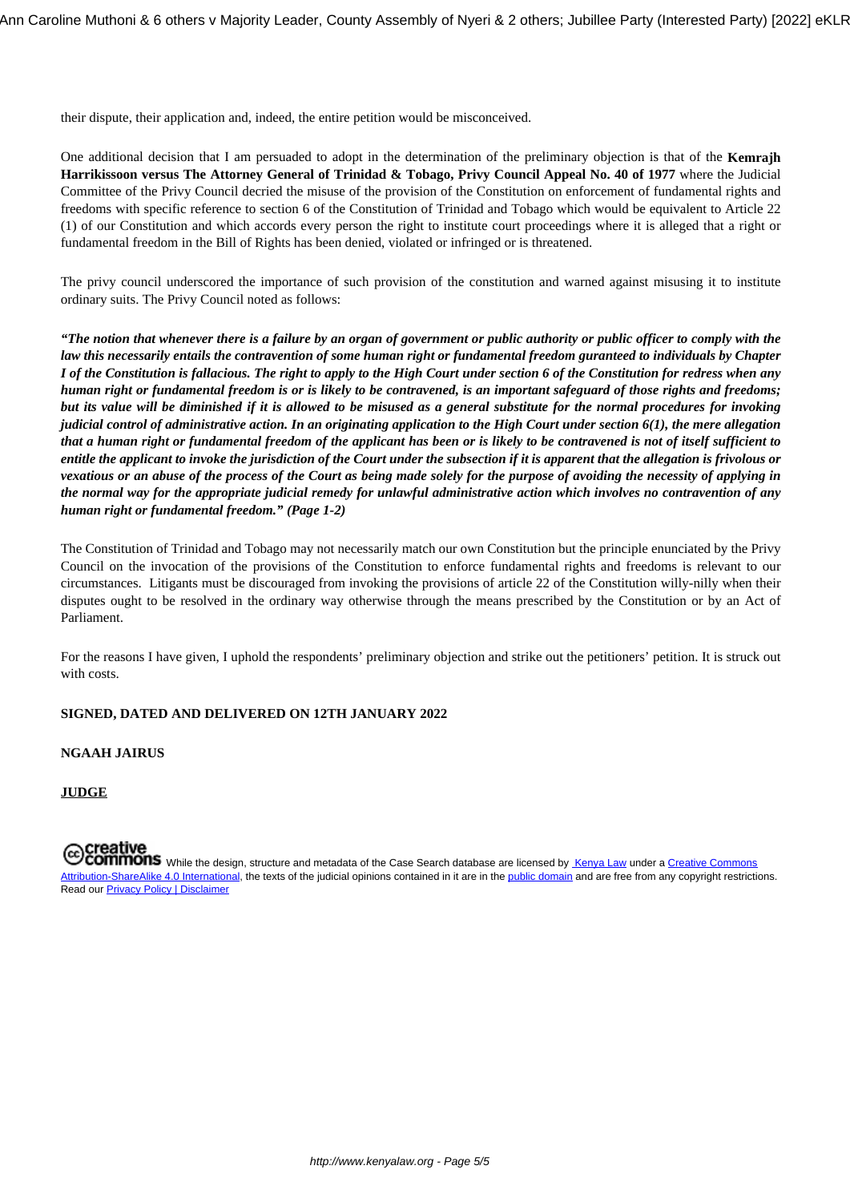their dispute, their application and, indeed, the entire petition would be misconceived.

One additional decision that I am persuaded to adopt in the determination of the preliminary objection is that of the **Kemrajh Harrikissoon versus The Attorney General of Trinidad & Tobago, Privy Council Appeal No. 40 of 1977** where the Judicial Committee of the Privy Council decried the misuse of the provision of the Constitution on enforcement of fundamental rights and freedoms with specific reference to section 6 of the Constitution of Trinidad and Tobago which would be equivalent to Article 22 (1) of our Constitution and which accords every person the right to institute court proceedings where it is alleged that a right or fundamental freedom in the Bill of Rights has been denied, violated or infringed or is threatened.

The privy council underscored the importance of such provision of the constitution and warned against misusing it to institute ordinary suits. The Privy Council noted as follows:

***"The notion that whenever there is a failure by an organ of government or public authority or public officer to comply with the law this necessarily entails the contravention of some human right or fundamental freedom guranteed to individuals by Chapter I of the Constitution is fallacious. The right to apply to the High Court under section 6 of the Constitution for redress when any human right or fundamental freedom is or is likely to be contravened, is an important safeguard of those rights and freedoms; but its value will be diminished if it is allowed to be misused as a general substitute for the normal procedures for invoking judicial control of administrative action. In an originating application to the High Court under section 6(1), the mere allegation that a human right or fundamental freedom of the applicant has been or is likely to be contravened is not of itself sufficient to entitle the applicant to invoke the jurisdiction of the Court under the subsection if it is apparent that the allegation is frivolous or vexatious or an abuse of the process of the Court as being made solely for the purpose of avoiding the necessity of applying in the normal way for the appropriate judicial remedy for unlawful administrative action which involves no contravention of any human right or fundamental freedom." (Page 1-2)***

The Constitution of Trinidad and Tobago may not necessarily match our own Constitution but the principle enunciated by the Privy Council on the invocation of the provisions of the Constitution to enforce fundamental rights and freedoms is relevant to our circumstances. Litigants must be discouraged from invoking the provisions of article 22 of the Constitution willy-nilly when their disputes ought to be resolved in the ordinary way otherwise through the means prescribed by the Constitution or by an Act of Parliament.

For the reasons I have given, I uphold the respondents' preliminary objection and strike out the petitioners' petition. It is struck out with costs.

**SIGNED, DATED AND DELIVERED ON 12TH JANUARY 2022**

**NGAAH JAIRUS**

**JUDGE**

While the design, structure and metadata of the Case Search database are licensed by Kenya Law under a Creative Commons Attribution-ShareAlike 4.0 International, the texts of the judicial opinions contained in it are in the public domain and are free from any copyright restrictions. Read our Privacy Policy | Disclaimer